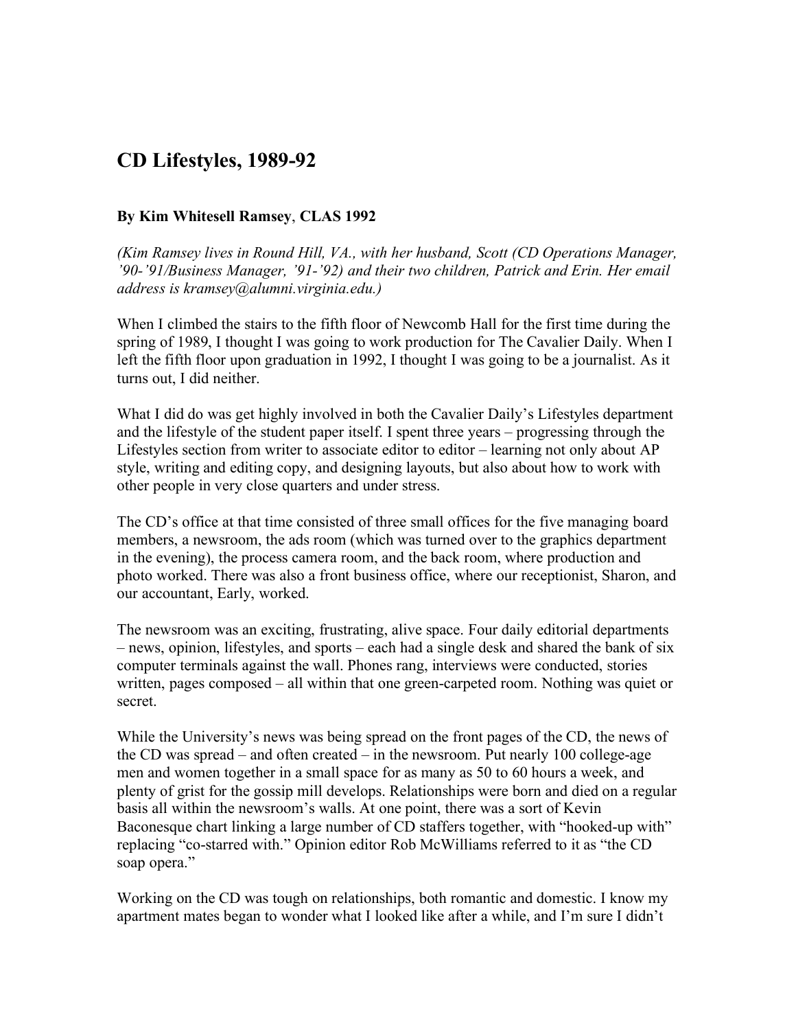# CD Lifestyles, 1989-92

**By Kim Whitesell Ramsey**, **CLAS 1992**

*(Kim Ramsey lives in Round Hill, VA., with her husband, Scott (CD Operations Manager, '90-'91/Business Manager, '91-'92) and their two children, Patrick and Erin. Her email address is kramsey@alumni.virginia.edu.)*

When I climbed the stairs to the fifth floor of Newcomb Hall for the first time during the spring of 1989, I thought I was going to work production for The Cavalier Daily. When I left the fifth floor upon graduation in 1992, I thought I was going to be a journalist. As it turns out, I did neither.

What I did do was get highly involved in both the Cavalier Daily's Lifestyles department and the lifestyle of the student paper itself. I spent three years – progressing through the Lifestyles section from writer to associate editor to editor – learning not only about AP style, writing and editing copy, and designing layouts, but also about how to work with other people in very close quarters and under stress.

The CD's office at that time consisted of three small offices for the five managing board members, a newsroom, the ads room (which was turned over to the graphics department in the evening), the process camera room, and the back room, where production and photo worked. There was also a front business office, where our receptionist, Sharon, and our accountant, Early, worked.

The newsroom was an exciting, frustrating, alive space. Four daily editorial departments – news, opinion, lifestyles, and sports – each had a single desk and shared the bank of six computer terminals against the wall. Phones rang, interviews were conducted, stories written, pages composed – all within that one green-carpeted room. Nothing was quiet or secret.

While the University's news was being spread on the front pages of the CD, the news of the CD was spread – and often created – in the newsroom. Put nearly 100 college-age men and women together in a small space for as many as 50 to 60 hours a week, and plenty of grist for the gossip mill develops. Relationships were born and died on a regular basis all within the newsroom's walls. At one point, there was a sort of Kevin Baconesque chart linking a large number of CD staffers together, with "hooked-up with" replacing "co-starred with." Opinion editor Rob McWilliams referred to it as "the CD soap opera."

Working on the CD was tough on relationships, both romantic and domestic. I know my apartment mates began to wonder what I looked like after a while, and I'm sure I didn't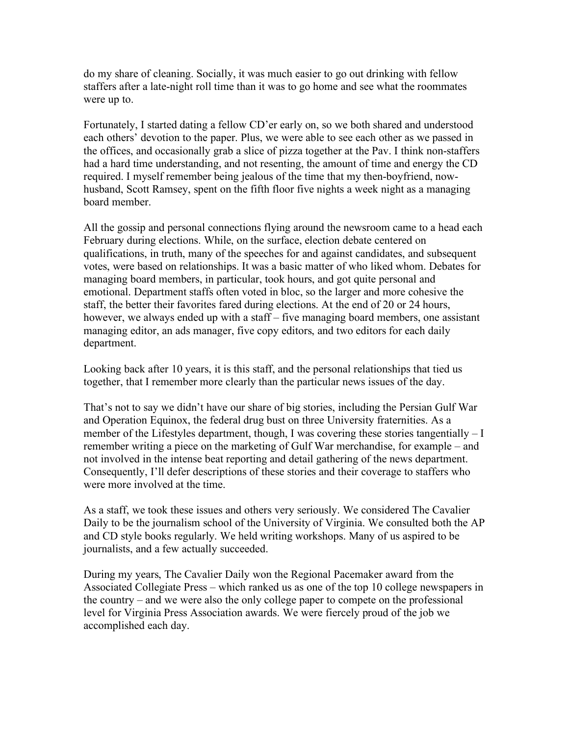do my share of cleaning. Socially, it was much easier to go out drinking with fellow staffers after a late-night roll time than it was to go home and see what the roommates were up to.

Fortunately, I started dating a fellow CD'er early on, so we both shared and understood each others' devotion to the paper. Plus, we were able to see each other as we passed in the offices, and occasionally grab a slice of pizza together at the Pav. I think non-staffers had a hard time understanding, and not resenting, the amount of time and energy the CD required. I myself remember being jealous of the time that my then-boyfriend, now-husband, Scott Ramsey, spent on the fifth floor five nights a week night as a managing board member.

All the gossip and personal connections flying around the newsroom came to a head each February during elections. While, on the surface, election debate centered on qualifications, in truth, many of the speeches for and against candidates, and subsequent votes, were based on relationships. It was a basic matter of who liked whom. Debates for managing board members, in particular, took hours, and got quite personal and emotional. Department staffs often voted in bloc, so the larger and more cohesive the staff, the better their favorites fared during elections. At the end of 20 or 24 hours, however, we always ended up with a staff – five managing board members, one assistant managing editor, an ads manager, five copy editors, and two editors for each daily department.

Looking back after 10 years, it is this staff, and the personal relationships that tied us together, that I remember more clearly than the particular news issues of the day.

That's not to say we didn't have our share of big stories, including the Persian Gulf War and Operation Equinox, the federal drug bust on three University fraternities. As a member of the Lifestyles department, though, I was covering these stories tangentially – I remember writing a piece on the marketing of Gulf War merchandise, for example – and not involved in the intense beat reporting and detail gathering of the news department. Consequently, I'll defer descriptions of these stories and their coverage to staffers who were more involved at the time.

As a staff, we took these issues and others very seriously. We considered The Cavalier Daily to be the journalism school of the University of Virginia. We consulted both the AP and CD style books regularly. We held writing workshops. Many of us aspired to be journalists, and a few actually succeeded.

During my years, The Cavalier Daily won the Regional Pacemaker award from the Associated Collegiate Press – which ranked us as one of the top 10 college newspapers in the country – and we were also the only college paper to compete on the professional level for Virginia Press Association awards. We were fiercely proud of the job we accomplished each day.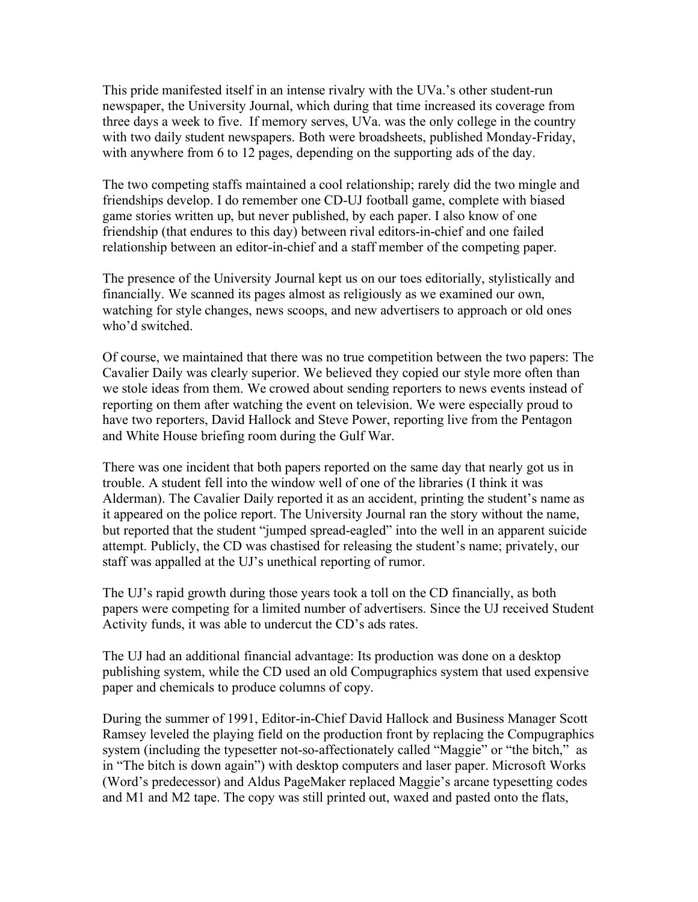This pride manifested itself in an intense rivalry with the UVa.'s other student-run newspaper, the University Journal, which during that time increased its coverage from three days a week to five. If memory serves, UVa. was the only college in the country with two daily student newspapers. Both were broadsheets, published Monday-Friday, with anywhere from 6 to 12 pages, depending on the supporting ads of the day.

The two competing staffs maintained a cool relationship; rarely did the two mingle and friendships develop. I do remember one CD-UJ football game, complete with biased game stories written up, but never published, by each paper. I also know of one friendship (that endures to this day) between rival editors-in-chief and one failed relationship between an editor-in-chief and a staff member of the competing paper.

The presence of the University Journal kept us on our toes editorially, stylistically and financially. We scanned its pages almost as religiously as we examined our own, watching for style changes, news scoops, and new advertisers to approach or old ones who'd switched.

Of course, we maintained that there was no true competition between the two papers: The Cavalier Daily was clearly superior. We believed they copied our style more often than we stole ideas from them. We crowed about sending reporters to news events instead of reporting on them after watching the event on television. We were especially proud to have two reporters, David Hallock and Steve Power, reporting live from the Pentagon and White House briefing room during the Gulf War.

There was one incident that both papers reported on the same day that nearly got us in trouble. A student fell into the window well of one of the libraries (I think it was Alderman). The Cavalier Daily reported it as an accident, printing the student's name as it appeared on the police report. The University Journal ran the story without the name, but reported that the student "jumped spread-eagled" into the well in an apparent suicide attempt. Publicly, the CD was chastised for releasing the student's name; privately, our staff was appalled at the UJ's unethical reporting of rumor.

The UJ's rapid growth during those years took a toll on the CD financially, as both papers were competing for a limited number of advertisers. Since the UJ received Student Activity funds, it was able to undercut the CD's ads rates.

The UJ had an additional financial advantage: Its production was done on a desktop publishing system, while the CD used an old Compugraphics system that used expensive paper and chemicals to produce columns of copy.

During the summer of 1991, Editor-in-Chief David Hallock and Business Manager Scott Ramsey leveled the playing field on the production front by replacing the Compugraphics system (including the typesetter not-so-affectionately called "Maggie" or "the bitch," as in "The bitch is down again") with desktop computers and laser paper. Microsoft Works (Word's predecessor) and Aldus PageMaker replaced Maggie's arcane typesetting codes and M1 and M2 tape. The copy was still printed out, waxed and pasted onto the flats,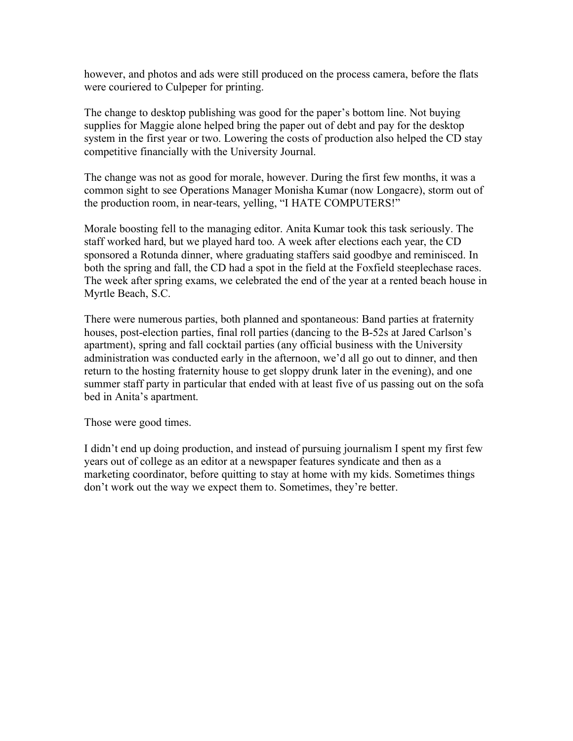however, and photos and ads were still produced on the process camera, before the flats were couriered to Culpeper for printing.

The change to desktop publishing was good for the paper's bottom line. Not buying supplies for Maggie alone helped bring the paper out of debt and pay for the desktop system in the first year or two. Lowering the costs of production also helped the CD stay competitive financially with the University Journal.

The change was not as good for morale, however. During the first few months, it was a common sight to see Operations Manager Monisha Kumar (now Longacre), storm out of the production room, in near-tears, yelling, "I HATE COMPUTERS!"

Morale boosting fell to the managing editor. Anita Kumar took this task seriously. The staff worked hard, but we played hard too. A week after elections each year, the CD sponsored a Rotunda dinner, where graduating staffers said goodbye and reminisced. In both the spring and fall, the CD had a spot in the field at the Foxfield steeplechase races. The week after spring exams, we celebrated the end of the year at a rented beach house in Myrtle Beach, S.C.

There were numerous parties, both planned and spontaneous: Band parties at fraternity houses, post-election parties, final roll parties (dancing to the B-52s at Jared Carlson's apartment), spring and fall cocktail parties (any official business with the University administration was conducted early in the afternoon, we'd all go out to dinner, and then return to the hosting fraternity house to get sloppy drunk later in the evening), and one summer staff party in particular that ended with at least five of us passing out on the sofa bed in Anita's apartment.

Those were good times.

I didn't end up doing production, and instead of pursuing journalism I spent my first few years out of college as an editor at a newspaper features syndicate and then as a marketing coordinator, before quitting to stay at home with my kids. Sometimes things don't work out the way we expect them to. Sometimes, they're better.